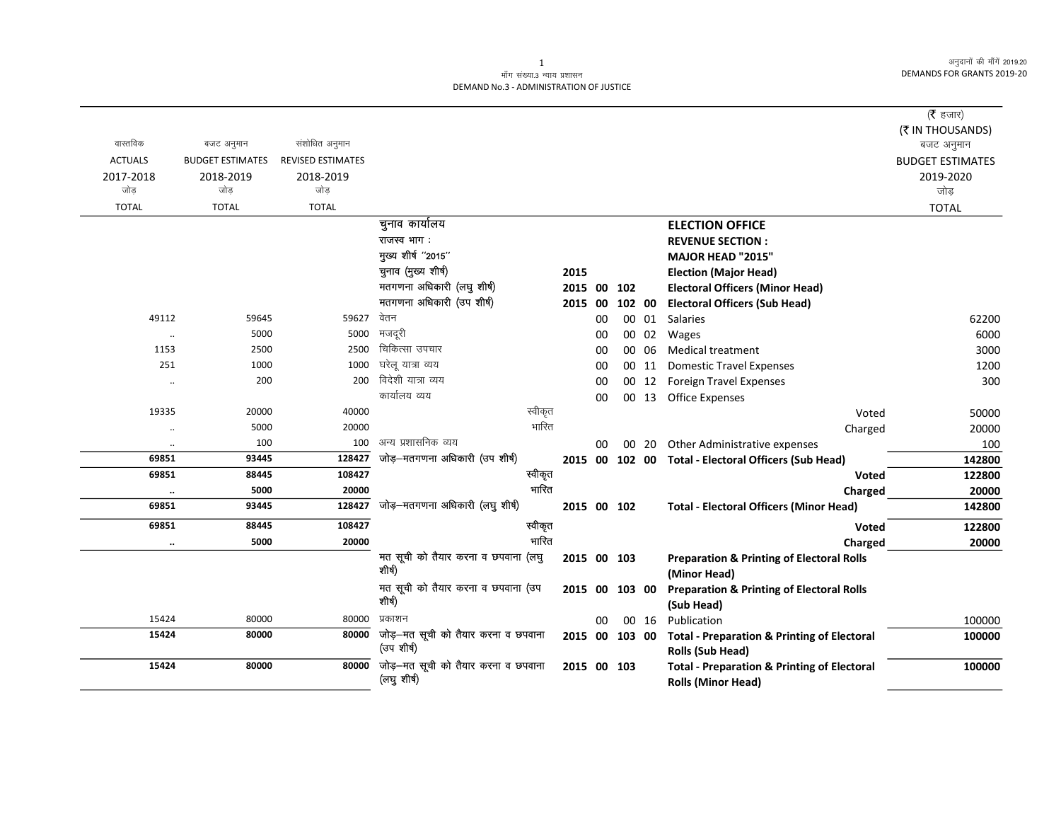मॉंग संख्या.3 न्याय प्रशासन
DEMAND No.3 - ADMINISTRATION OF JUSTICE

(₹ हजार)
(₹ IN THOUSANDS)

| वास्तविक ACTUALS 2017-2018 जोड़ TOTAL | बजट अनुमान BUDGET ESTIMATES 2018-2019 जोड़ TOTAL | संशोधित अनुमान REVISED ESTIMATES 2018-2019 जोड़ TOTAL | | | | | | | बजट अनुमान BUDGET ESTIMATES 2019-2020 जोड़ TOTAL |
|---|---|---|---|---|---|---|---|---|---|
| | | | चुनाव कार्यालय | | | | | **ELECTION OFFICE** | |
| | | | राजस्व भाग : | | | | | **REVENUE SECTION :** | |
| | | | मुख्य शीर्ष ''2015'' | | | | | **MAJOR HEAD "2015"** | |
| | | | चुनाव (मुख्य शीर्ष) | 2015 | | | | **Election (Major Head)** | |
| | | | मतगणना अधिकारी (लघु शीर्ष) | 2015 | 00 | 102 | | **Electoral Officers (Minor Head)** | |
| | | | मतगणना अधिकारी (उप शीर्ष) | 2015 | 00 | 102 | 00 | **Electoral Officers (Sub Head)** | |
| 49112 | 59645 | 59627 | वेतन | | 00 | 00 | 01 | Salaries | 62200 |
| .. | 5000 | 5000 | मजदूरी | | 00 | 00 | 02 | Wages | 6000 |
| 1153 | 2500 | 2500 | चिकित्सा उपचार | | 00 | 00 | 06 | Medical treatment | 3000 |
| 251 | 1000 | 1000 | घरेलू यात्रा व्यय | | 00 | 00 | 11 | Domestic Travel Expenses | 1200 |
| .. | 200 | 200 | विदेशी यात्रा व्यय | | 00 | 00 | 12 | Foreign Travel Expenses | 300 |
| | | | कार्यालय व्यय | | 00 | 00 | 13 | Office Expenses | |
| 19335 | 20000 | 40000 | स्वीकृत | | | | | Voted | 50000 |
| .. | 5000 | 20000 | भारित | | | | | Charged | 20000 |
| .. | 100 | 100 | अन्य प्रशासनिक व्यय | | 00 | 00 | 20 | Other Administrative expenses | 100 |
| **69851** | **93445** | **128427** | जोड़–मतगणना अधिकारी (उप शीर्ष) | **2015** | **00** | **102** | **00** | **Total - Electoral Officers (Sub Head)** | **142800** |
| **69851** | **88445** | **108427** | स्वीकृत | | | | | **Voted** | **122800** |
| **..** | **5000** | **20000** | भारित | | | | | **Charged** | **20000** |
| **69851** | **93445** | **128427** | जोड़–मतगणना अधिकारी (लघु शीर्ष) | **2015** | **00** | **102** | | **Total - Electoral Officers (Minor Head)** | **142800** |
| **69851** | **88445** | **108427** | स्वीकृत | | | | | **Voted** | **122800** |
| **..** | **5000** | **20000** | भारित | | | | | **Charged** | **20000** |
| | | | मत सूची को तैयार करना व छपवाना (लघु शीर्ष) | 2015 | 00 | 103 | | **Preparation & Printing of Electoral Rolls (Minor Head)** | |
| | | | मत सूची को तैयार करना व छपवाना (उप शीर्ष) | 2015 | 00 | 103 | 00 | **Preparation & Printing of Electoral Rolls (Sub Head)** | |
| 15424 | 80000 | 80000 | प्रकाशन | | 00 | 00 | 16 | Publication | 100000 |
| **15424** | **80000** | **80000** | जोड़–मत सूची को तैयार करना व छपवाना (उप शीर्ष) | **2015** | **00** | **103** | **00** | **Total - Preparation & Printing of Electoral Rolls (Sub Head)** | **100000** |
| **15424** | **80000** | **80000** | जोड़–मत सूची को तैयार करना व छपवाना (लघु शीर्ष) | **2015** | **00** | **103** | | **Total - Preparation & Printing of Electoral Rolls (Minor Head)** | **100000** |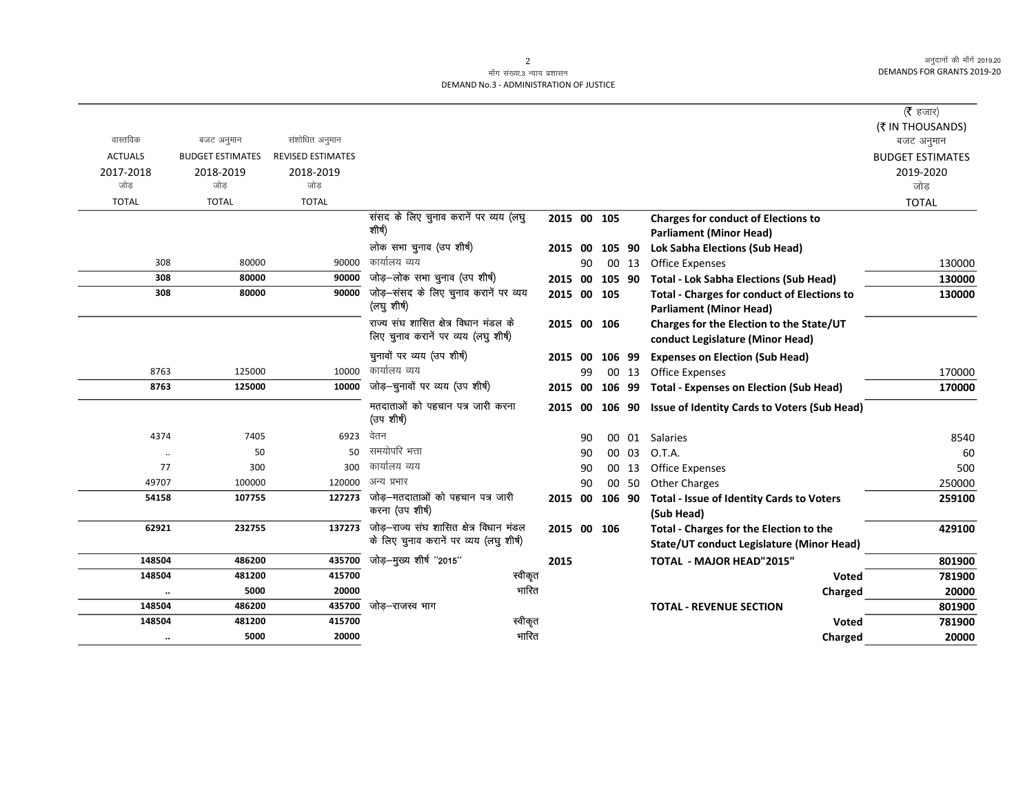मॉंग संख्या.3 न्याय प्रशासन
DEMAND No.3 - ADMINISTRATION OF JUSTICE

(₹ हजार)
(₹ IN THOUSANDS)

| वास्तविक ACTUALS 2017-2018 जोड़ TOTAL | बजट अनुमान BUDGET ESTIMATES 2018-2019 जोड़ TOTAL | संशोधित अनुमान REVISED ESTIMATES 2018-2019 जोड़ TOTAL | | | | | | | बजट अनुमान BUDGET ESTIMATES 2019-2020 जोड़ TOTAL |
|---|---|---|---|---|---|---|---|---|---|
| | | | संसद के लिए चुनाव करानें पर व्यय (लघु शीर्ष) | 2015 | 00 | 105 | | **Charges for conduct of Elections to Parliament (Minor Head)** | |
| | | | लोक सभा चुनाव (उप शीर्ष) | 2015 | 00 | 105 | 90 | **Lok Sabha Elections (Sub Head)** | |
| 308 | 80000 | 90000 | कार्यालय व्यय | | 90 | 00 | 13 | Office Expenses | 130000 |
| **308** | **80000** | **90000** | जोड़–लोक सभा चुनाव (उप शीर्ष) | 2015 | 00 | 105 | 90 | **Total - Lok Sabha Elections (Sub Head)** | **130000** |
| **308** | **80000** | **90000** | जोड़–संसद के लिए चुनाव करानें पर व्यय (लघु शीर्ष) | 2015 | 00 | 105 | | **Total - Charges for conduct of Elections to Parliament (Minor Head)** | **130000** |
| | | | राज्य संघ शासित क्षेत्र विधान मंडल के लिए चुनाव करानें पर व्यय (लघु शीर्ष) | 2015 | 00 | 106 | | **Charges for the Election to the State/UT conduct Legislature (Minor Head)** | |
| | | | चुनावों पर व्यय (उप शीर्ष) | 2015 | 00 | 106 | 99 | **Expenses on Election (Sub Head)** | |
| 8763 | 125000 | 10000 | कार्यालय व्यय | | 99 | 00 | 13 | Office Expenses | 170000 |
| **8763** | **125000** | **10000** | जोड़–चुनावों पर व्यय (उप शीर्ष) | 2015 | 00 | 106 | 99 | **Total - Expenses on Election (Sub Head)** | **170000** |
| | | | मतदाताओं को पहचान पत्र जारी करना (उप शीर्ष) | 2015 | 00 | 106 | 90 | **Issue of Identity Cards to Voters (Sub Head)** | |
| 4374 | 7405 | 6923 | वेतन | | 90 | 00 | 01 | Salaries | 8540 |
| .. | 50 | 50 | समयोपरि भत्ता | | 90 | 00 | 03 | O.T.A. | 60 |
| 77 | 300 | 300 | कार्यालय व्यय | | 90 | 00 | 13 | Office Expenses | 500 |
| 49707 | 100000 | 120000 | अन्य प्रभार | | 90 | 00 | 50 | Other Charges | 250000 |
| **54158** | **107755** | **127273** | जोड़–मतदाताओं को पहचान पत्र जारी करना (उप शीर्ष) | 2015 | 00 | 106 | 90 | **Total - Issue of Identity Cards to Voters (Sub Head)** | **259100** |
| **62921** | **232755** | **137273** | जोड़–राज्य संघ शासित क्षेत्र विधान मंडल के लिए चुनाव करानें पर व्यय (लघु शीर्ष) | 2015 | 00 | 106 | | **Total - Charges for the Election to the State/UT conduct Legislature (Minor Head)** | **429100** |
| **148504** | **486200** | **435700** | जोड़–मुख्य शीर्ष "2015" | 2015 | | | | **TOTAL - MAJOR HEAD"2015"** | **801900** |
| **148504** | **481200** | **415700** | स्वीकृत | | | | | **Voted** | **781900** |
| **..** | **5000** | **20000** | भारित | | | | | **Charged** | **20000** |
| **148504** | **486200** | **435700** | जोड़–राजस्व भाग | | | | | **TOTAL - REVENUE SECTION** | **801900** |
| **148504** | **481200** | **415700** | स्वीकृत | | | | | **Voted** | **781900** |
| **..** | **5000** | **20000** | भारित | | | | | **Charged** | **20000** |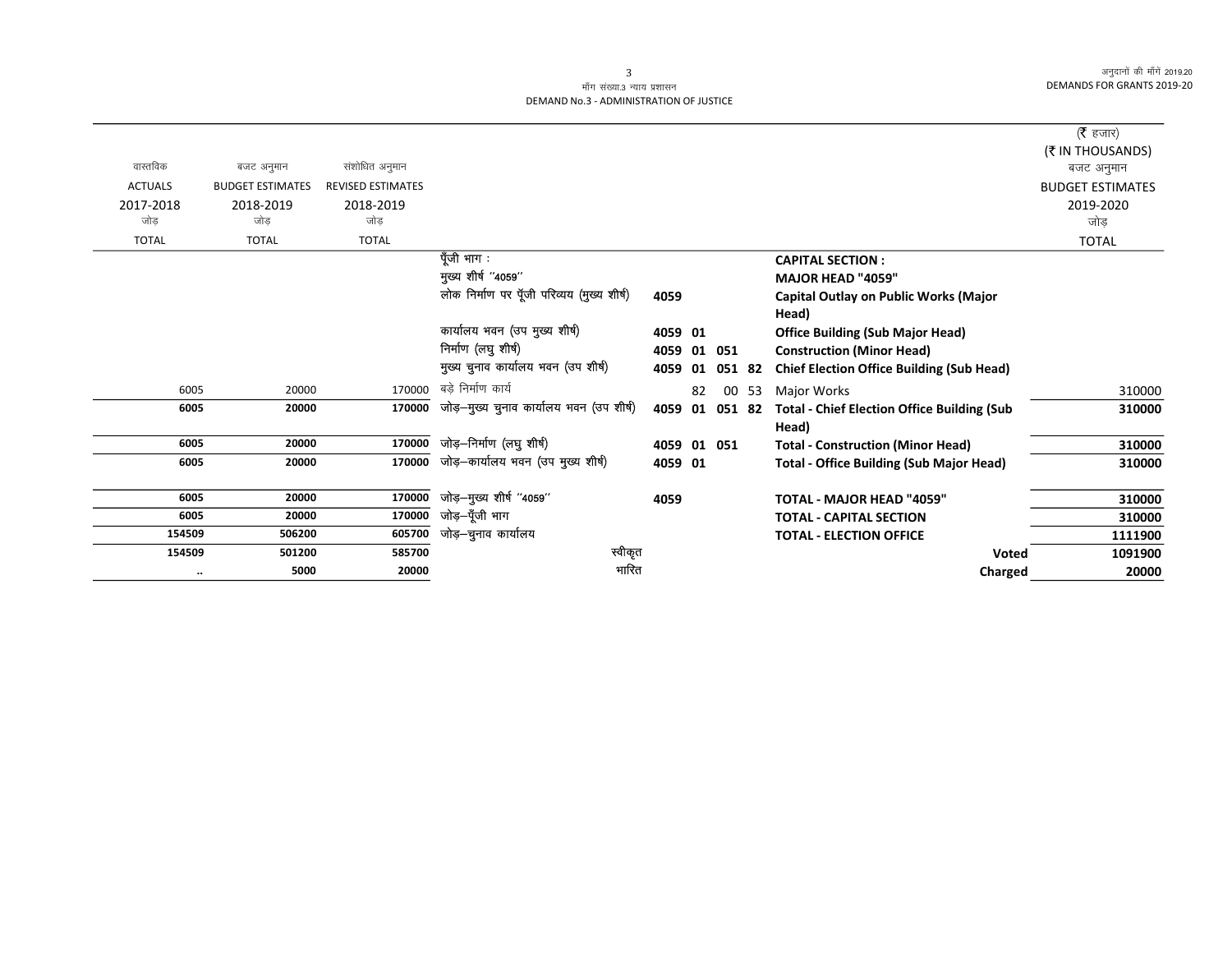मॉंग संख्या.3 न्याय प्रशासन
DEMAND No.3 - ADMINISTRATION OF JUSTICE

| वास्तविक ACTUALS 2017-2018 जोड़ TOTAL | बजट अनुमान BUDGET ESTIMATES 2018-2019 जोड़ TOTAL | संशोधित अनुमान REVISED ESTIMATES 2018-2019 जोड़ TOTAL | | | | | | | (₹ हजार) (₹ IN THOUSANDS) बजट अनुमान BUDGET ESTIMATES 2019-2020 जोड़ TOTAL |
|---|---|---|---|---|---|---|---|---|---|
| | | | पूँजी भाग : | | | | | **CAPITAL SECTION :** | |
| | | | मुख्य शीर्ष ''4059'' | | | | | **MAJOR HEAD "4059"** | |
| | | | लोक निर्माण पर पूँजी परिव्यय (मुख्य शीर्ष) | **4059** | | | | **Capital Outlay on Public Works (Major Head)** | |
| | | | कार्यालय भवन (उप मुख्य शीर्ष) | **4059** | **01** | | | **Office Building (Sub Major Head)** | |
| | | | निर्माण (लघु शीर्ष) | **4059** | **01** | **051** | | **Construction (Minor Head)** | |
| | | | मुख्य चुनाव कार्यालय भवन (उप शीर्ष) | **4059** | **01** | **051** | **82** | **Chief Election Office Building (Sub Head)** | |
| 6005 | 20000 | 170000 | बड़े निर्माण कार्य | | 82 | 00 | 53 | Major Works | 310000 |
| **6005** | **20000** | **170000** | जोड़–मुख्य चुनाव कार्यालय भवन (उप शीर्ष) | **4059** | **01** | **051** | **82** | **Total - Chief Election Office Building (Sub Head)** | **310000** |
| **6005** | **20000** | **170000** | जोड़–निर्माण (लघु शीर्ष) | **4059** | **01** | **051** | | **Total - Construction (Minor Head)** | **310000** |
| **6005** | **20000** | **170000** | जोड़–कार्यालय भवन (उप मुख्य शीर्ष) | **4059** | **01** | | | **Total - Office Building (Sub Major Head)** | **310000** |
| **6005** | **20000** | **170000** | जोड़–मुख्य शीर्ष ''4059'' | **4059** | | | | **TOTAL - MAJOR HEAD "4059"** | **310000** |
| **6005** | **20000** | **170000** | जोड़–पूँजी भाग | | | | | **TOTAL - CAPITAL SECTION** | **310000** |
| **154509** | **506200** | **605700** | जोड़–चुनाव कार्यालय | | | | | **TOTAL - ELECTION OFFICE** | **1111900** |
| **154509** | **501200** | **585700** | स्वीकृत | | | | | **Voted** | **1091900** |
| **..** | **5000** | **20000** | भारित | | | | | **Charged** | **20000** |